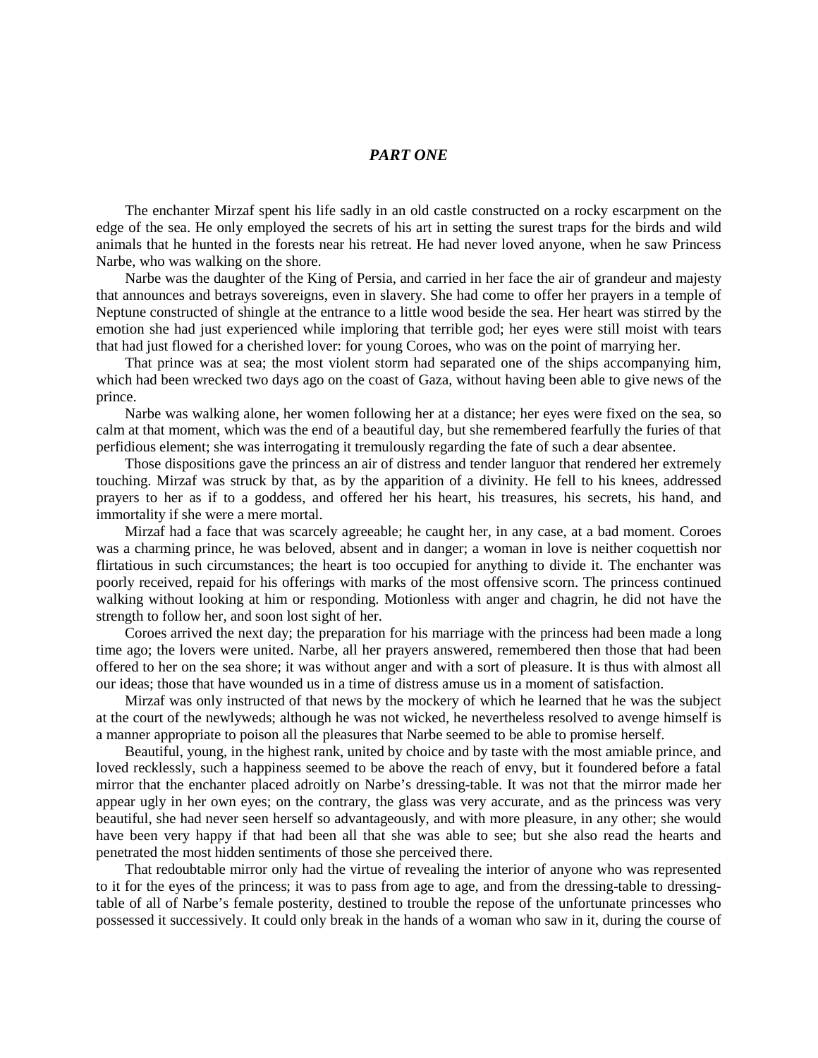## *PART ONE*

The enchanter Mirzaf spent his life sadly in an old castle constructed on a rocky escarpment on the edge of the sea. He only employed the secrets of his art in setting the surest traps for the birds and wild animals that he hunted in the forests near his retreat. He had never loved anyone, when he saw Princess Narbe, who was walking on the shore.

Narbe was the daughter of the King of Persia, and carried in her face the air of grandeur and majesty that announces and betrays sovereigns, even in slavery. She had come to offer her prayers in a temple of Neptune constructed of shingle at the entrance to a little wood beside the sea. Her heart was stirred by the emotion she had just experienced while imploring that terrible god; her eyes were still moist with tears that had just flowed for a cherished lover: for young Coroes, who was on the point of marrying her.

That prince was at sea; the most violent storm had separated one of the ships accompanying him, which had been wrecked two days ago on the coast of Gaza, without having been able to give news of the prince.

Narbe was walking alone, her women following her at a distance; her eyes were fixed on the sea, so calm at that moment, which was the end of a beautiful day, but she remembered fearfully the furies of that perfidious element; she was interrogating it tremulously regarding the fate of such a dear absentee.

Those dispositions gave the princess an air of distress and tender languor that rendered her extremely touching. Mirzaf was struck by that, as by the apparition of a divinity. He fell to his knees, addressed prayers to her as if to a goddess, and offered her his heart, his treasures, his secrets, his hand, and immortality if she were a mere mortal.

Mirzaf had a face that was scarcely agreeable; he caught her, in any case, at a bad moment. Coroes was a charming prince, he was beloved, absent and in danger; a woman in love is neither coquettish nor flirtatious in such circumstances; the heart is too occupied for anything to divide it. The enchanter was poorly received, repaid for his offerings with marks of the most offensive scorn. The princess continued walking without looking at him or responding. Motionless with anger and chagrin, he did not have the strength to follow her, and soon lost sight of her.

Coroes arrived the next day; the preparation for his marriage with the princess had been made a long time ago; the lovers were united. Narbe, all her prayers answered, remembered then those that had been offered to her on the sea shore; it was without anger and with a sort of pleasure. It is thus with almost all our ideas; those that have wounded us in a time of distress amuse us in a moment of satisfaction.

Mirzaf was only instructed of that news by the mockery of which he learned that he was the subject at the court of the newlyweds; although he was not wicked, he nevertheless resolved to avenge himself is a manner appropriate to poison all the pleasures that Narbe seemed to be able to promise herself.

Beautiful, young, in the highest rank, united by choice and by taste with the most amiable prince, and loved recklessly, such a happiness seemed to be above the reach of envy, but it foundered before a fatal mirror that the enchanter placed adroitly on Narbe's dressing-table. It was not that the mirror made her appear ugly in her own eyes; on the contrary, the glass was very accurate, and as the princess was very beautiful, she had never seen herself so advantageously, and with more pleasure, in any other; she would have been very happy if that had been all that she was able to see; but she also read the hearts and penetrated the most hidden sentiments of those she perceived there.

That redoubtable mirror only had the virtue of revealing the interior of anyone who was represented to it for the eyes of the princess; it was to pass from age to age, and from the dressing-table to dressing-table of all of Narbe's female posterity, destined to trouble the repose of the unfortunate princesses who possessed it successively. It could only break in the hands of a woman who saw in it, during the course of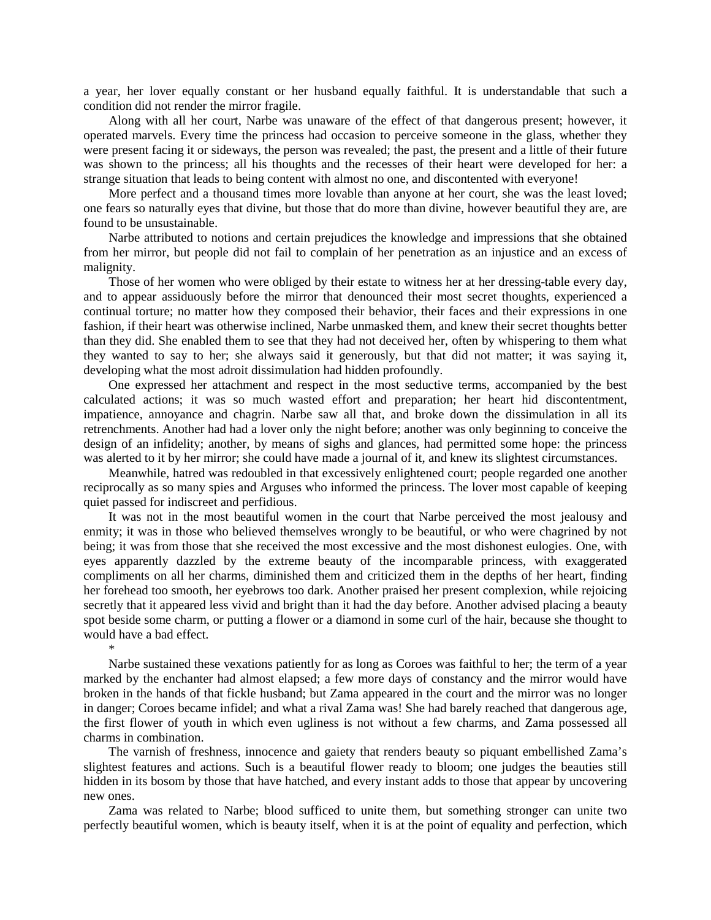a year, her lover equally constant or her husband equally faithful. It is understandable that such a condition did not render the mirror fragile.

Along with all her court, Narbe was unaware of the effect of that dangerous present; however, it operated marvels. Every time the princess had occasion to perceive someone in the glass, whether they were present facing it or sideways, the person was revealed; the past, the present and a little of their future was shown to the princess; all his thoughts and the recesses of their heart were developed for her: a strange situation that leads to being content with almost no one, and discontented with everyone!

More perfect and a thousand times more lovable than anyone at her court, she was the least loved; one fears so naturally eyes that divine, but those that do more than divine, however beautiful they are, are found to be unsustainable.

Narbe attributed to notions and certain prejudices the knowledge and impressions that she obtained from her mirror, but people did not fail to complain of her penetration as an injustice and an excess of malignity.

Those of her women who were obliged by their estate to witness her at her dressing-table every day, and to appear assiduously before the mirror that denounced their most secret thoughts, experienced a continual torture; no matter how they composed their behavior, their faces and their expressions in one fashion, if their heart was otherwise inclined, Narbe unmasked them, and knew their secret thoughts better than they did. She enabled them to see that they had not deceived her, often by whispering to them what they wanted to say to her; she always said it generously, but that did not matter; it was saying it, developing what the most adroit dissimulation had hidden profoundly.

One expressed her attachment and respect in the most seductive terms, accompanied by the best calculated actions; it was so much wasted effort and preparation; her heart hid discontentment, impatience, annoyance and chagrin. Narbe saw all that, and broke down the dissimulation in all its retrenchments. Another had had a lover only the night before; another was only beginning to conceive the design of an infidelity; another, by means of sighs and glances, had permitted some hope: the princess was alerted to it by her mirror; she could have made a journal of it, and knew its slightest circumstances.

Meanwhile, hatred was redoubled in that excessively enlightened court; people regarded one another reciprocally as so many spies and Arguses who informed the princess. The lover most capable of keeping quiet passed for indiscreet and perfidious.

It was not in the most beautiful women in the court that Narbe perceived the most jealousy and enmity; it was in those who believed themselves wrongly to be beautiful, or who were chagrined by not being; it was from those that she received the most excessive and the most dishonest eulogies. One, with eyes apparently dazzled by the extreme beauty of the incomparable princess, with exaggerated compliments on all her charms, diminished them and criticized them in the depths of her heart, finding her forehead too smooth, her eyebrows too dark. Another praised her present complexion, while rejoicing secretly that it appeared less vivid and bright than it had the day before. Another advised placing a beauty spot beside some charm, or putting a flower or a diamond in some curl of the hair, because she thought to would have a bad effect.

*

Narbe sustained these vexations patiently for as long as Coroes was faithful to her; the term of a year marked by the enchanter had almost elapsed; a few more days of constancy and the mirror would have broken in the hands of that fickle husband; but Zama appeared in the court and the mirror was no longer in danger; Coroes became infidel; and what a rival Zama was! She had barely reached that dangerous age, the first flower of youth in which even ugliness is not without a few charms, and Zama possessed all charms in combination.

The varnish of freshness, innocence and gaiety that renders beauty so piquant embellished Zama's slightest features and actions. Such is a beautiful flower ready to bloom; one judges the beauties still hidden in its bosom by those that have hatched, and every instant adds to those that appear by uncovering new ones.

Zama was related to Narbe; blood sufficed to unite them, but something stronger can unite two perfectly beautiful women, which is beauty itself, when it is at the point of equality and perfection, which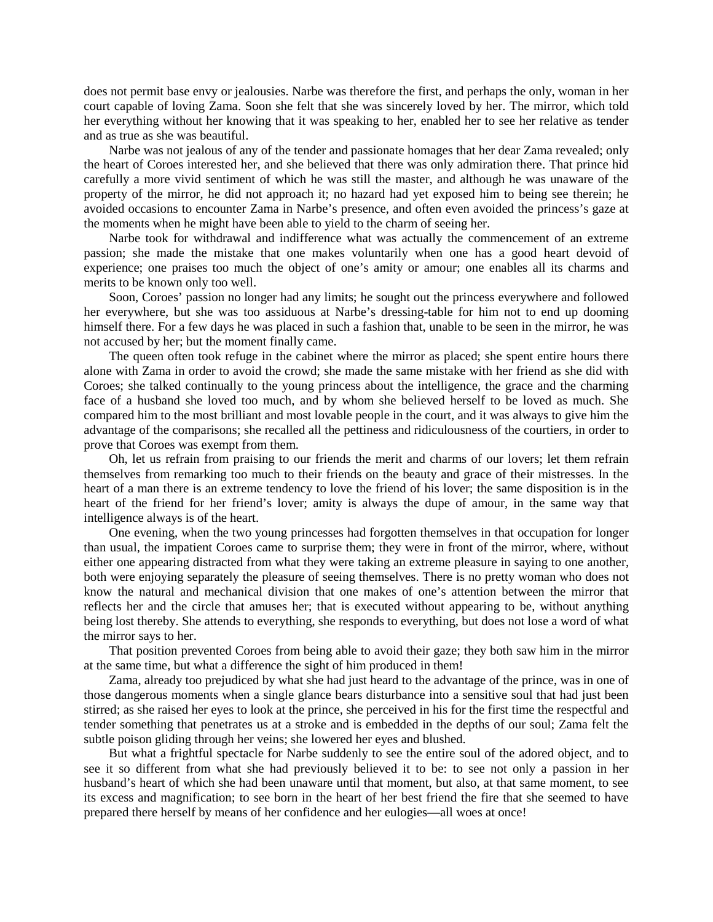does not permit base envy or jealousies. Narbe was therefore the first, and perhaps the only, woman in her court capable of loving Zama. Soon she felt that she was sincerely loved by her. The mirror, which told her everything without her knowing that it was speaking to her, enabled her to see her relative as tender and as true as she was beautiful.

Narbe was not jealous of any of the tender and passionate homages that her dear Zama revealed; only the heart of Coroes interested her, and she believed that there was only admiration there. That prince hid carefully a more vivid sentiment of which he was still the master, and although he was unaware of the property of the mirror, he did not approach it; no hazard had yet exposed him to being see therein; he avoided occasions to encounter Zama in Narbe's presence, and often even avoided the princess's gaze at the moments when he might have been able to yield to the charm of seeing her.

Narbe took for withdrawal and indifference what was actually the commencement of an extreme passion; she made the mistake that one makes voluntarily when one has a good heart devoid of experience; one praises too much the object of one's amity or amour; one enables all its charms and merits to be known only too well.

Soon, Coroes' passion no longer had any limits; he sought out the princess everywhere and followed her everywhere, but she was too assiduous at Narbe's dressing-table for him not to end up dooming himself there. For a few days he was placed in such a fashion that, unable to be seen in the mirror, he was not accused by her; but the moment finally came.

The queen often took refuge in the cabinet where the mirror as placed; she spent entire hours there alone with Zama in order to avoid the crowd; she made the same mistake with her friend as she did with Coroes; she talked continually to the young princess about the intelligence, the grace and the charming face of a husband she loved too much, and by whom she believed herself to be loved as much. She compared him to the most brilliant and most lovable people in the court, and it was always to give him the advantage of the comparisons; she recalled all the pettiness and ridiculousness of the courtiers, in order to prove that Coroes was exempt from them.

Oh, let us refrain from praising to our friends the merit and charms of our lovers; let them refrain themselves from remarking too much to their friends on the beauty and grace of their mistresses. In the heart of a man there is an extreme tendency to love the friend of his lover; the same disposition is in the heart of the friend for her friend's lover; amity is always the dupe of amour, in the same way that intelligence always is of the heart.

One evening, when the two young princesses had forgotten themselves in that occupation for longer than usual, the impatient Coroes came to surprise them; they were in front of the mirror, where, without either one appearing distracted from what they were taking an extreme pleasure in saying to one another, both were enjoying separately the pleasure of seeing themselves. There is no pretty woman who does not know the natural and mechanical division that one makes of one's attention between the mirror that reflects her and the circle that amuses her; that is executed without appearing to be, without anything being lost thereby. She attends to everything, she responds to everything, but does not lose a word of what the mirror says to her.

That position prevented Coroes from being able to avoid their gaze; they both saw him in the mirror at the same time, but what a difference the sight of him produced in them!

Zama, already too prejudiced by what she had just heard to the advantage of the prince, was in one of those dangerous moments when a single glance bears disturbance into a sensitive soul that had just been stirred; as she raised her eyes to look at the prince, she perceived in his for the first time the respectful and tender something that penetrates us at a stroke and is embedded in the depths of our soul; Zama felt the subtle poison gliding through her veins; she lowered her eyes and blushed.

But what a frightful spectacle for Narbe suddenly to see the entire soul of the adored object, and to see it so different from what she had previously believed it to be: to see not only a passion in her husband's heart of which she had been unaware until that moment, but also, at that same moment, to see its excess and magnification; to see born in the heart of her best friend the fire that she seemed to have prepared there herself by means of her confidence and her eulogies—all woes at once!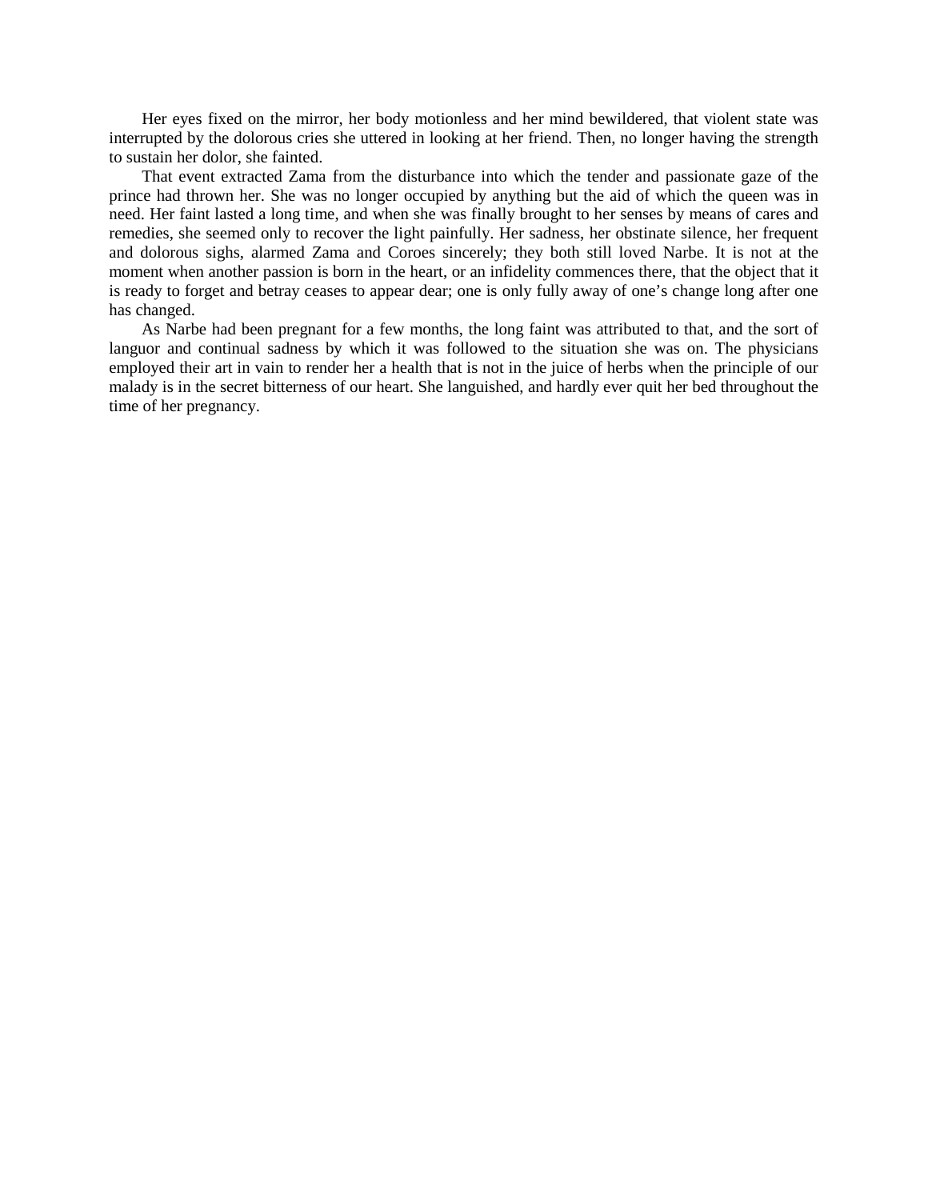Her eyes fixed on the mirror, her body motionless and her mind bewildered, that violent state was interrupted by the dolorous cries she uttered in looking at her friend. Then, no longer having the strength to sustain her dolor, she fainted.

That event extracted Zama from the disturbance into which the tender and passionate gaze of the prince had thrown her. She was no longer occupied by anything but the aid of which the queen was in need. Her faint lasted a long time, and when she was finally brought to her senses by means of cares and remedies, she seemed only to recover the light painfully. Her sadness, her obstinate silence, her frequent and dolorous sighs, alarmed Zama and Coroes sincerely; they both still loved Narbe. It is not at the moment when another passion is born in the heart, or an infidelity commences there, that the object that it is ready to forget and betray ceases to appear dear; one is only fully away of one's change long after one has changed.

As Narbe had been pregnant for a few months, the long faint was attributed to that, and the sort of languor and continual sadness by which it was followed to the situation she was on. The physicians employed their art in vain to render her a health that is not in the juice of herbs when the principle of our malady is in the secret bitterness of our heart. She languished, and hardly ever quit her bed throughout the time of her pregnancy.